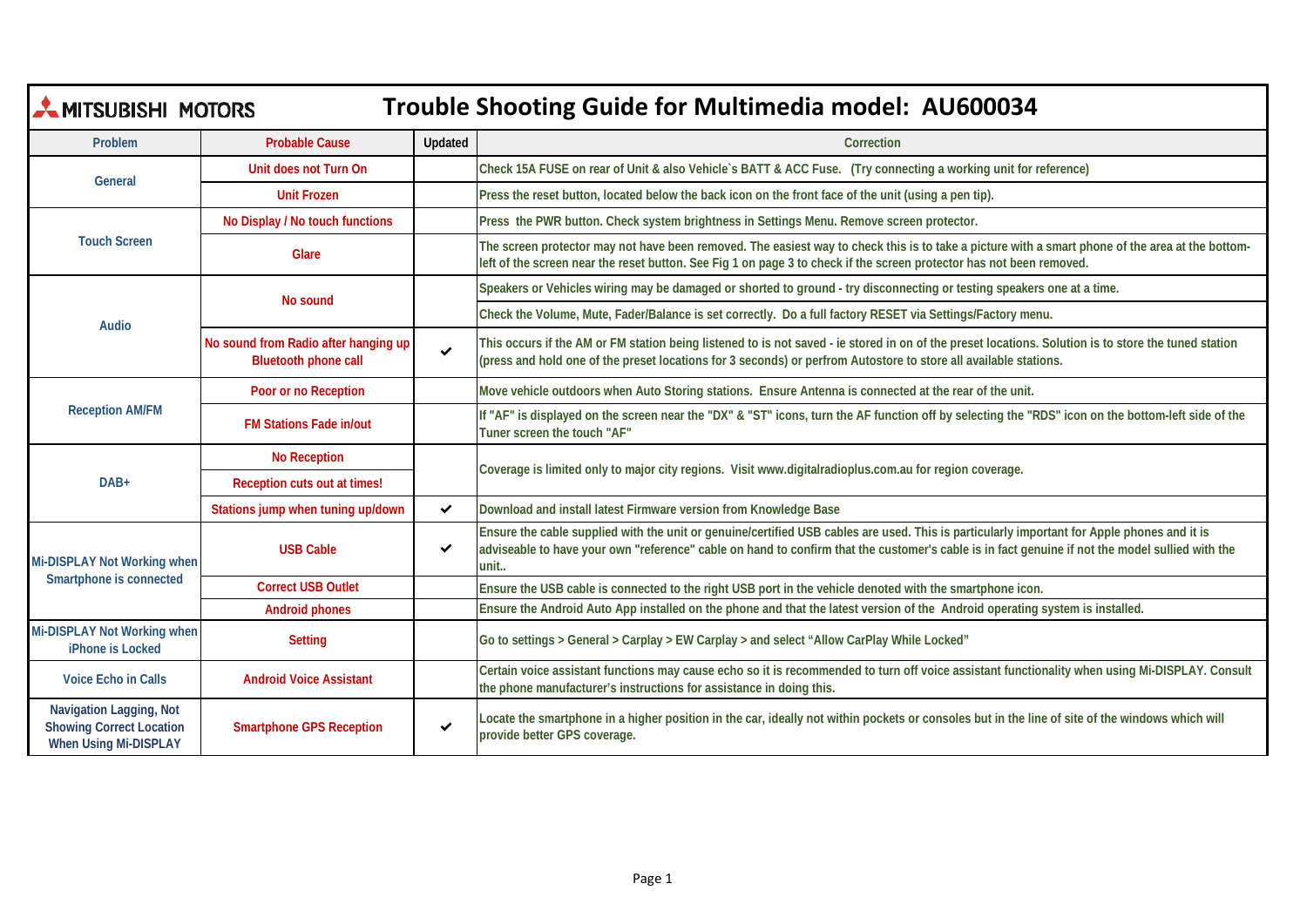MITSUBISHI MOTORS

# Trouble Shooting Guide for Multimedia model: AU600034

| Problem | Probable Cause | Updated | Correction |
|---|---|---|---|
| General | Unit does not Turn On | | Check 15A FUSE on rear of Unit & also Vehicle`s BATT & ACC Fuse. (Try connecting a working unit for reference) |
| | Unit Frozen | | Press the reset button, located below the back icon on the front face of the unit (using a pen tip). |
| Touch Screen | No Display / No touch functions | | Press the PWR button. Check system brightness in Settings Menu. Remove screen protector. |
| | Glare | | The screen protector may not have been removed. The easiest way to check this is to take a picture with a smart phone of the area at the bottom-left of the screen near the reset button. See Fig 1 on page 3 to check if the screen protector has not been removed. |
| Audio | No sound | | Speakers or Vehicles wiring may be damaged or shorted to ground - try disconnecting or testing speakers one at a time. |
| | | | Check the Volume, Mute, Fader/Balance is set correctly. Do a full factory RESET via Settings/Factory menu. |
| | No sound from Radio after hanging up Bluetooth phone call | ✔ | This occurs if the AM or FM station being listened to is not saved - ie stored in on of the preset locations. Solution is to store the tuned station (press and hold one of the preset locations for 3 seconds) or perfrom Autostore to store all available stations. |
| Reception AM/FM | Poor or no Reception | | Move vehicle outdoors when Auto Storing stations. Ensure Antenna is connected at the rear of the unit. |
| | FM Stations Fade in/out | | If "AF" is displayed on the screen near the "DX" & "ST" icons, turn the AF function off by selecting the "RDS" icon on the bottom-left side of the Tuner screen the touch "AF" |
| DAB+ | No Reception | | Coverage is limited only to major city regions. Visit www.digitalradioplus.com.au for region coverage. |
| | Reception cuts out at times! | | |
| | Stations jump when tuning up/down | ✔ | Download and install latest Firmware version from Knowledge Base |
| Mi-DISPLAY Not Working when Smartphone is connected | USB Cable | ✔ | Ensure the cable supplied with the unit or genuine/certified USB cables are used. This is particularly important for Apple phones and it is adviseable to have your own "reference" cable on hand to confirm that the customer's cable is in fact genuine if not the model sullied with the unit.. |
| | Correct USB Outlet | | Ensure the USB cable is connected to the right USB port in the vehicle denoted with the smartphone icon. |
| | Android phones | | Ensure the Android Auto App installed on the phone and that the latest version of the Android operating system is installed. |
| Mi-DISPLAY Not Working when iPhone is Locked | Setting | | Go to settings > General > Carplay > EW Carplay > and select "Allow CarPlay While Locked" |
| Voice Echo in Calls | Android Voice Assistant | | Certain voice assistant functions may cause echo so it is recommended to turn off voice assistant functionality when using Mi-DISPLAY. Consult the phone manufacturer's instructions for assistance in doing this. |
| Navigation Lagging, Not Showing Correct Location When Using Mi-DISPLAY | Smartphone GPS Reception | ✔ | Locate the smartphone in a higher position in the car, ideally not within pockets or consoles but in the line of site of the windows which will provide better GPS coverage. |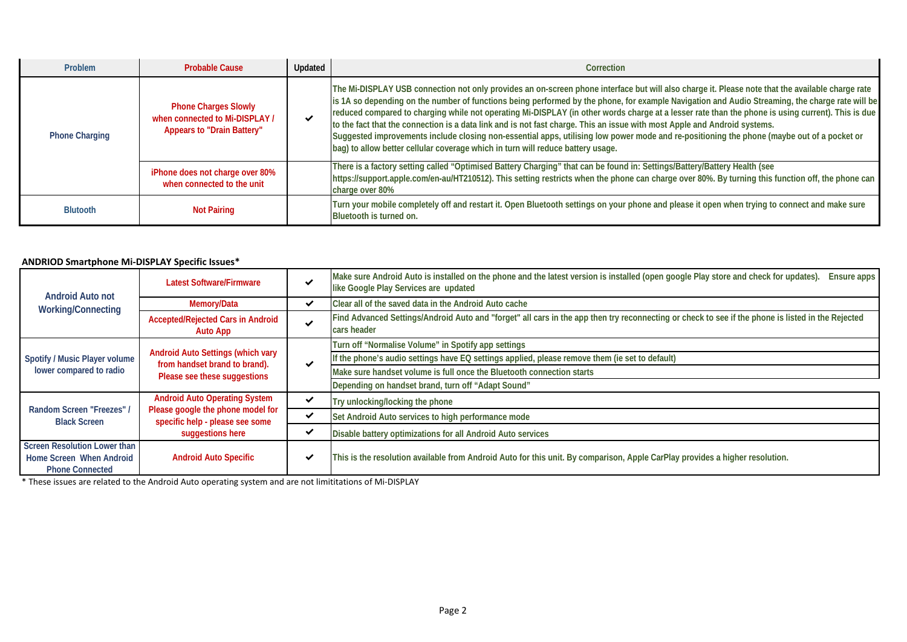| Problem | Probable Cause | Updated | Correction |
| --- | --- | --- | --- |
| Phone Charging | Phone Charges Slowly when connected to Mi-DISPLAY / Appears to "Drain Battery" | ✔ | The Mi-DISPLAY USB connection not only provides an on-screen phone interface but will also charge it. Please note that the available charge rate is 1A so depending on the number of functions being performed by the phone, for example Navigation and Audio Streaming, the charge rate will be reduced compared to charging while not operating Mi-DISPLAY (in other words charge at a lesser rate than the phone is using current). This is due to the fact that the connection is a data link and is not fast charge. This an issue with most Apple and Android systems. Suggested improvements include closing non-essential apps, utilising low power mode and re-positioning the phone (maybe out of a pocket or bag) to allow better cellular coverage which in turn will reduce battery usage. |
| | iPhone does not charge over 80% when connected to the unit | | There is a factory setting called "Optimised Battery Charging" that can be found in: Settings/Battery/Battery Health (see https://support.apple.com/en-au/HT210512). This setting restricts when the phone can charge over 80%. By turning this function off, the phone can charge over 80% |
| Blutooth | Not Pairing | | Turn your mobile completely off and restart it. Open Bluetooth settings on your phone and please it open when trying to connect and make sure Bluetooth is turned on. |

**ANDRIOD Smartphone Mi-DISPLAY Specific Issues***

| Problem | Probable Cause | Updated | Correction |
| --- | --- | --- | --- |
| Android Auto not Working/Connecting | Latest Software/Firmware | ✔ | Make sure Android Auto is installed on the phone and the latest version is installed (open google Play store and check for updates). Ensure apps like Google Play Services are updated |
| | Memory/Data | ✔ | Clear all of the saved data in the Android Auto cache |
| | Accepted/Rejected Cars in Android Auto App | ✔ | Find Advanced Settings/Android Auto and "forget" all cars in the app then try reconnecting or check to see if the phone is listed in the Rejected cars header |
| Spotify / Music Player volume lower compared to radio | Android Auto Settings (which vary from handset brand to brand). Please see these suggestions | ✔ | Turn off "Normalise Volume" in Spotify app settings |
| | | | If the phone's audio settings have EQ settings applied, please remove them (ie set to default) |
| | | | Make sure handset volume is full once the Bluetooth connection starts |
| | | | Depending on handset brand, turn off "Adapt Sound" |
| Random Screen "Freezes" / Black Screen | Android Auto Operating System Please google the phone model for specific help - please see some suggestions here | ✔ | Try unlocking/locking the phone |
| | | ✔ | Set Android Auto services to high performance mode |
| | | ✔ | Disable battery optimizations for all Android Auto services |
| Screen Resolution Lower than Home Screen When Android Phone Connected | Android Auto Specific | ✔ | This is the resolution available from Android Auto for this unit. By comparison, Apple CarPlay provides a higher resolution. |

* These issues are related to the Android Auto operating system and are not limititations of Mi-DISPLAY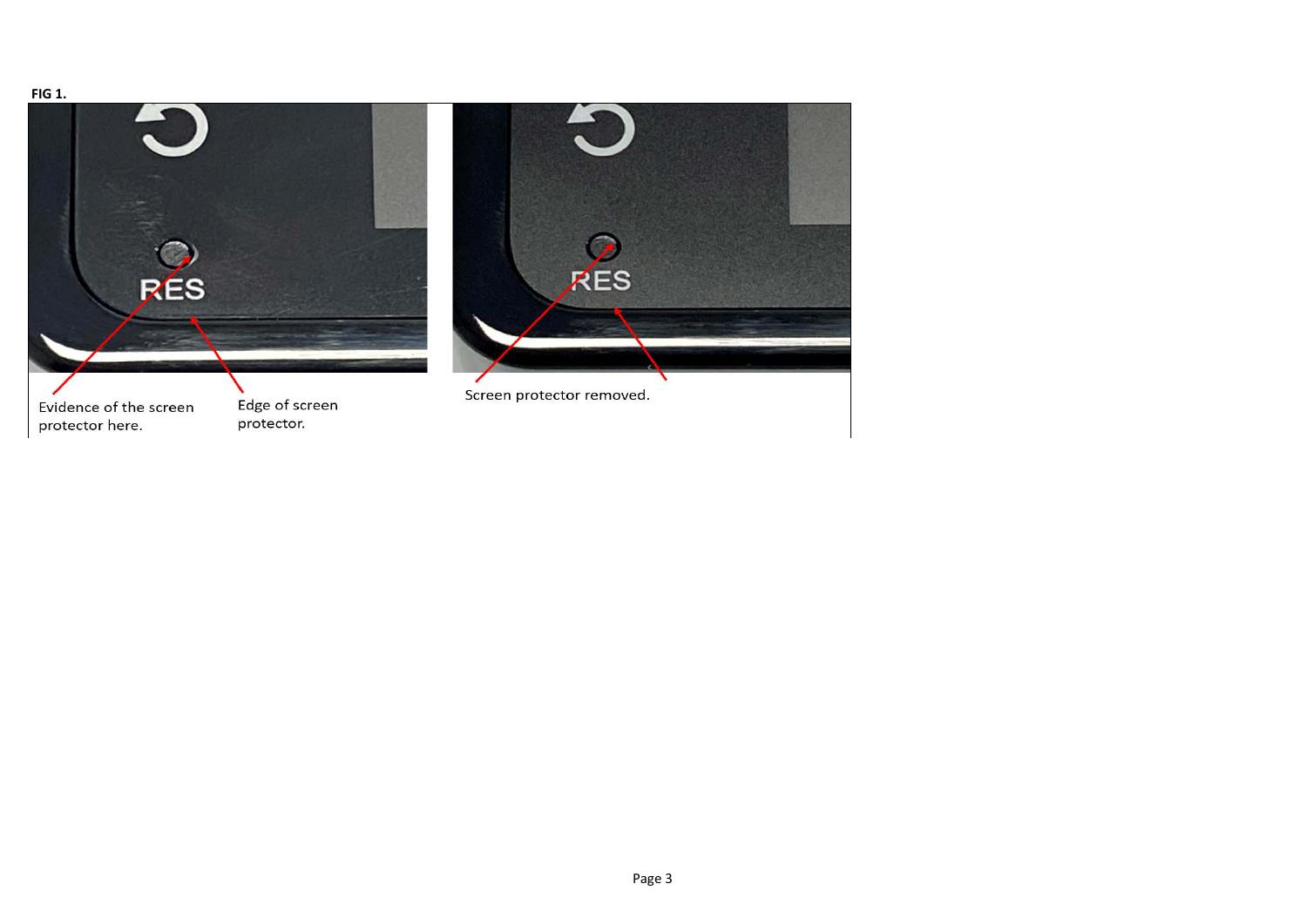**FIG 1.**

Evidence of the screen protector here.

Edge of screen protector.

Screen protector removed.